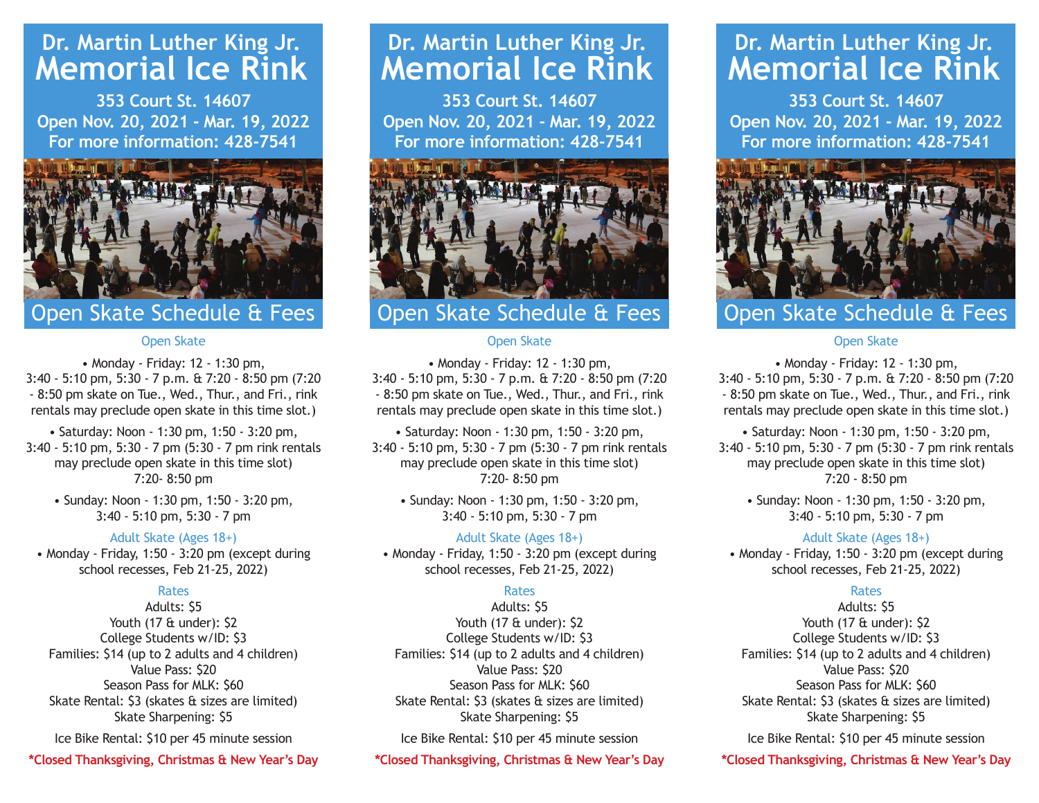# Dr. Martin Luther King Jr.
# Memorial Ice Rink

**353 Court St. 14607**
**Open Nov. 20, 2021 - Mar. 19, 2022**
**For more information: 428-7541**

## Open Skate Schedule & Fees

### Open Skate

• Monday - Friday: 12 - 1:30 pm, 3:40 - 5:10 pm, 5:30 - 7 p.m. & 7:20 - 8:50 pm (7:20 - 8:50 pm skate on Tue., Wed., Thur., and Fri., rink rentals may preclude open skate in this time slot.)

• Saturday: Noon - 1:30 pm, 1:50 - 3:20 pm, 3:40 - 5:10 pm, 5:30 - 7 pm (5:30 - 7 pm rink rentals may preclude open skate in this time slot) 7:20- 8:50 pm

• Sunday: Noon - 1:30 pm, 1:50 - 3:20 pm, 3:40 - 5:10 pm, 5:30 - 7 pm

### Adult Skate (Ages 18+)

• Monday - Friday, 1:50 - 3:20 pm (except during school recesses, Feb 21-25, 2022)

### Rates

Adults: $5
Youth (17 & under): $2
College Students w/ID: $3
Families: $14 (up to 2 adults and 4 children)
Value Pass: $20
Season Pass for MLK: $60
Skate Rental: $3 (skates & sizes are limited)
Skate Sharpening: $5

Ice Bike Rental: $10 per 45 minute session

**\*Closed Thanksgiving, Christmas & New Year's Day**

---

# Dr. Martin Luther King Jr.
# Memorial Ice Rink

**353 Court St. 14607**
**Open Nov. 20, 2021 - Mar. 19, 2022**
**For more information: 428-7541**

## Open Skate Schedule & Fees

### Open Skate

• Monday - Friday: 12 - 1:30 pm, 3:40 - 5:10 pm, 5:30 - 7 p.m. & 7:20 - 8:50 pm (7:20 - 8:50 pm skate on Tue., Wed., Thur., and Fri., rink rentals may preclude open skate in this time slot.)

• Saturday: Noon - 1:30 pm, 1:50 - 3:20 pm, 3:40 - 5:10 pm, 5:30 - 7 pm (5:30 - 7 pm rink rentals may preclude open skate in this time slot) 7:20- 8:50 pm

• Sunday: Noon - 1:30 pm, 1:50 - 3:20 pm, 3:40 - 5:10 pm, 5:30 - 7 pm

### Adult Skate (Ages 18+)

• Monday - Friday, 1:50 - 3:20 pm (except during school recesses, Feb 21-25, 2022)

### Rates

Adults: $5
Youth (17 & under): $2
College Students w/ID: $3
Families: $14 (up to 2 adults and 4 children)
Value Pass: $20
Season Pass for MLK: $60
Skate Rental: $3 (skates & sizes are limited)
Skate Sharpening: $5

Ice Bike Rental: $10 per 45 minute session

**\*Closed Thanksgiving, Christmas & New Year's Day**

---

# Dr. Martin Luther King Jr.
# Memorial Ice Rink

**353 Court St. 14607**
**Open Nov. 20, 2021 - Mar. 19, 2022**
**For more information: 428-7541**

## Open Skate Schedule & Fees

### Open Skate

• Monday - Friday: 12 - 1:30 pm, 3:40 - 5:10 pm, 5:30 - 7 p.m. & 7:20 - 8:50 pm (7:20 - 8:50 pm skate on Tue., Wed., Thur., and Fri., rink rentals may preclude open skate in this time slot.)

• Saturday: Noon - 1:30 pm, 1:50 - 3:20 pm, 3:40 - 5:10 pm, 5:30 - 7 pm (5:30 - 7 pm rink rentals may preclude open skate in this time slot) 7:20 - 8:50 pm

• Sunday: Noon - 1:30 pm, 1:50 - 3:20 pm, 3:40 - 5:10 pm, 5:30 - 7 pm

### Adult Skate (Ages 18+)

• Monday - Friday, 1:50 - 3:20 pm (except during school recesses, Feb 21-25, 2022)

### Rates

Adults: $5
Youth (17 & under): $2
College Students w/ID: $3
Families: $14 (up to 2 adults and 4 children)
Value Pass: $20
Season Pass for MLK: $60
Skate Rental: $3 (skates & sizes are limited)
Skate Sharpening: $5

Ice Bike Rental: $10 per 45 minute session

**\*Closed Thanksgiving, Christmas & New Year's Day**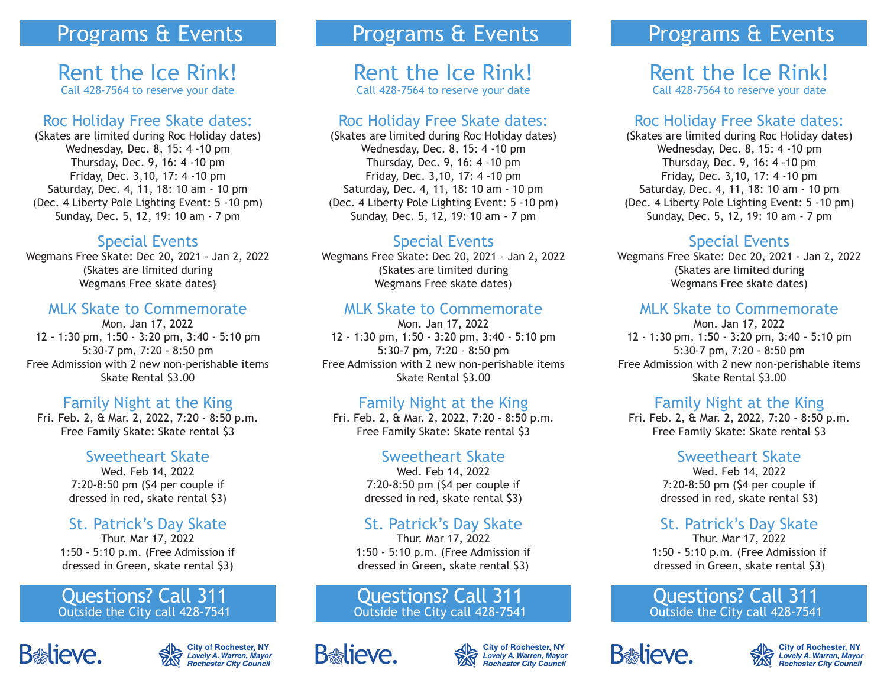# Programs & Events

## Rent the Ice Rink!

Call 428-7564 to reserve your date

### Roc Holiday Free Skate dates:

(Skates are limited during Roc Holiday dates)
Wednesday, Dec. 8, 15: 4 -10 pm
Thursday, Dec. 9, 16: 4 -10 pm
Friday, Dec. 3,10, 17: 4 -10 pm
Saturday, Dec. 4, 11, 18: 10 am - 10 pm
(Dec. 4 Liberty Pole Lighting Event: 5 -10 pm)
Sunday, Dec. 5, 12, 19: 10 am - 7 pm

### Special Events

Wegmans Free Skate: Dec 20, 2021 - Jan 2, 2022
(Skates are limited during
Wegmans Free skate dates)

### MLK Skate to Commemorate

Mon. Jan 17, 2022
12 - 1:30 pm, 1:50 - 3:20 pm, 3:40 - 5:10 pm
5:30-7 pm, 7:20 - 8:50 pm
Free Admission with 2 new non-perishable items
Skate Rental $3.00

### Family Night at the King

Fri. Feb. 2, & Mar. 2, 2022, 7:20 - 8:50 p.m.
Free Family Skate: Skate rental $3

### Sweetheart Skate

Wed. Feb 14, 2022
7:20-8:50 pm ($4 per couple if
dressed in red, skate rental $3)

### St. Patrick’s Day Skate

Thur. Mar 17, 2022
1:50 - 5:10 p.m. (Free Admission if
dressed in Green, skate rental $3)

## Questions? Call 311

Outside the City call 428-7541

Believe.

City of Rochester, NY
*Lovely A. Warren, Mayor*
*Rochester City Council*

---

# Programs & Events

## Rent the Ice Rink!

Call 428-7564 to reserve your date

### Roc Holiday Free Skate dates:

(Skates are limited during Roc Holiday dates)
Wednesday, Dec. 8, 15: 4 -10 pm
Thursday, Dec. 9, 16: 4 -10 pm
Friday, Dec. 3,10, 17: 4 -10 pm
Saturday, Dec. 4, 11, 18: 10 am - 10 pm
(Dec. 4 Liberty Pole Lighting Event: 5 -10 pm)
Sunday, Dec. 5, 12, 19: 10 am - 7 pm

### Special Events

Wegmans Free Skate: Dec 20, 2021 - Jan 2, 2022
(Skates are limited during
Wegmans Free skate dates)

### MLK Skate to Commemorate

Mon. Jan 17, 2022
12 - 1:30 pm, 1:50 - 3:20 pm, 3:40 - 5:10 pm
5:30-7 pm, 7:20 - 8:50 pm
Free Admission with 2 new non-perishable items
Skate Rental $3.00

### Family Night at the King

Fri. Feb. 2, & Mar. 2, 2022, 7:20 - 8:50 p.m.
Free Family Skate: Skate rental $3

### Sweetheart Skate

Wed. Feb 14, 2022
7:20-8:50 pm ($4 per couple if
dressed in red, skate rental $3)

### St. Patrick’s Day Skate

Thur. Mar 17, 2022
1:50 - 5:10 p.m. (Free Admission if
dressed in Green, skate rental $3)

## Questions? Call 311

Outside the City call 428-7541

Believe.

City of Rochester, NY
*Lovely A. Warren, Mayor*
*Rochester City Council*

---

# Programs & Events

## Rent the Ice Rink!

Call 428-7564 to reserve your date

### Roc Holiday Free Skate dates:

(Skates are limited during Roc Holiday dates)
Wednesday, Dec. 8, 15: 4 -10 pm
Thursday, Dec. 9, 16: 4 -10 pm
Friday, Dec. 3,10, 17: 4 -10 pm
Saturday, Dec. 4, 11, 18: 10 am - 10 pm
(Dec. 4 Liberty Pole Lighting Event: 5 -10 pm)
Sunday, Dec. 5, 12, 19: 10 am - 7 pm

### Special Events

Wegmans Free Skate: Dec 20, 2021 - Jan 2, 2022
(Skates are limited during
Wegmans Free skate dates)

### MLK Skate to Commemorate

Mon. Jan 17, 2022
12 - 1:30 pm, 1:50 - 3:20 pm, 3:40 - 5:10 pm
5:30-7 pm, 7:20 - 8:50 pm
Free Admission with 2 new non-perishable items
Skate Rental $3.00

### Family Night at the King

Fri. Feb. 2, & Mar. 2, 2022, 7:20 - 8:50 p.m.
Free Family Skate: Skate rental $3

### Sweetheart Skate

Wed. Feb 14, 2022
7:20-8:50 pm ($4 per couple if
dressed in red, skate rental $3)

### St. Patrick’s Day Skate

Thur. Mar 17, 2022
1:50 - 5:10 p.m. (Free Admission if
dressed in Green, skate rental $3)

## Questions? Call 311

Outside the City call 428-7541

Believe.

City of Rochester, NY
*Lovely A. Warren, Mayor*
*Rochester City Council*